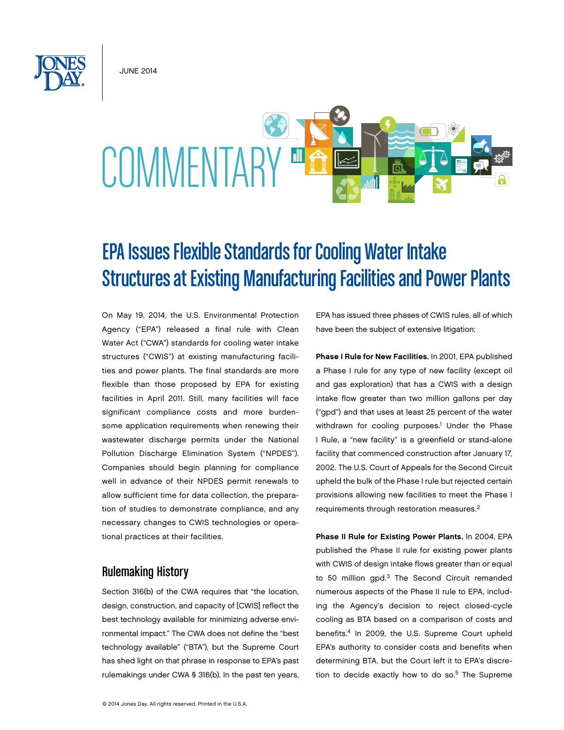JUNE 2014

COMMENTARY

# EPA Issues Flexible Standards for Cooling Water Intake Structures at Existing Manufacturing Facilities and Power Plants

On May 19, 2014, the U.S. Environmental Protection Agency ("EPA") released a final rule with Clean Water Act ("CWA") standards for cooling water intake structures ("CWIS") at existing manufacturing facilities and power plants. The final standards are more flexible than those proposed by EPA for existing facilities in April 2011. Still, many facilities will face significant compliance costs and more burdensome application requirements when renewing their wastewater discharge permits under the National Pollution Discharge Elimination System ("NPDES"). Companies should begin planning for compliance well in advance of their NPDES permit renewals to allow sufficient time for data collection, the preparation of studies to demonstrate compliance, and any necessary changes to CWIS technologies or operational practices at their facilities.

## Rulemaking History

Section 316(b) of the CWA requires that "the location, design, construction, and capacity of [CWIS] reflect the best technology available for minimizing adverse environmental impact." The CWA does not define the "best technology available" ("BTA"), but the Supreme Court has shed light on that phrase in response to EPA's past rulemakings under CWA § 316(b). In the past ten years, EPA has issued three phases of CWIS rules, all of which have been the subject of extensive litigation:

**Phase I Rule for New Facilities.** In 2001, EPA published a Phase I rule for any type of new facility (except oil and gas exploration) that has a CWIS with a design intake flow greater than two million gallons per day ("gpd") and that uses at least 25 percent of the water withdrawn for cooling purposes.[1] Under the Phase I Rule, a "new facility" is a greenfield or stand-alone facility that commenced construction after January 17, 2002. The U.S. Court of Appeals for the Second Circuit upheld the bulk of the Phase I rule but rejected certain provisions allowing new facilities to meet the Phase I requirements through restoration measures.[2]

**Phase II Rule for Existing Power Plants.** In 2004, EPA published the Phase II rule for existing power plants with CWIS of design intake flows greater than or equal to 50 million gpd.[3] The Second Circuit remanded numerous aspects of the Phase II rule to EPA, including the Agency's decision to reject closed-cycle cooling as BTA based on a comparison of costs and benefits.[4] In 2009, the U.S. Supreme Court upheld EPA's authority to consider costs and benefits when determining BTA, but the Court left it to EPA's discretion to decide exactly how to do so.[5] The Supreme

© 2014 Jones Day. All rights reserved. Printed in the U.S.A.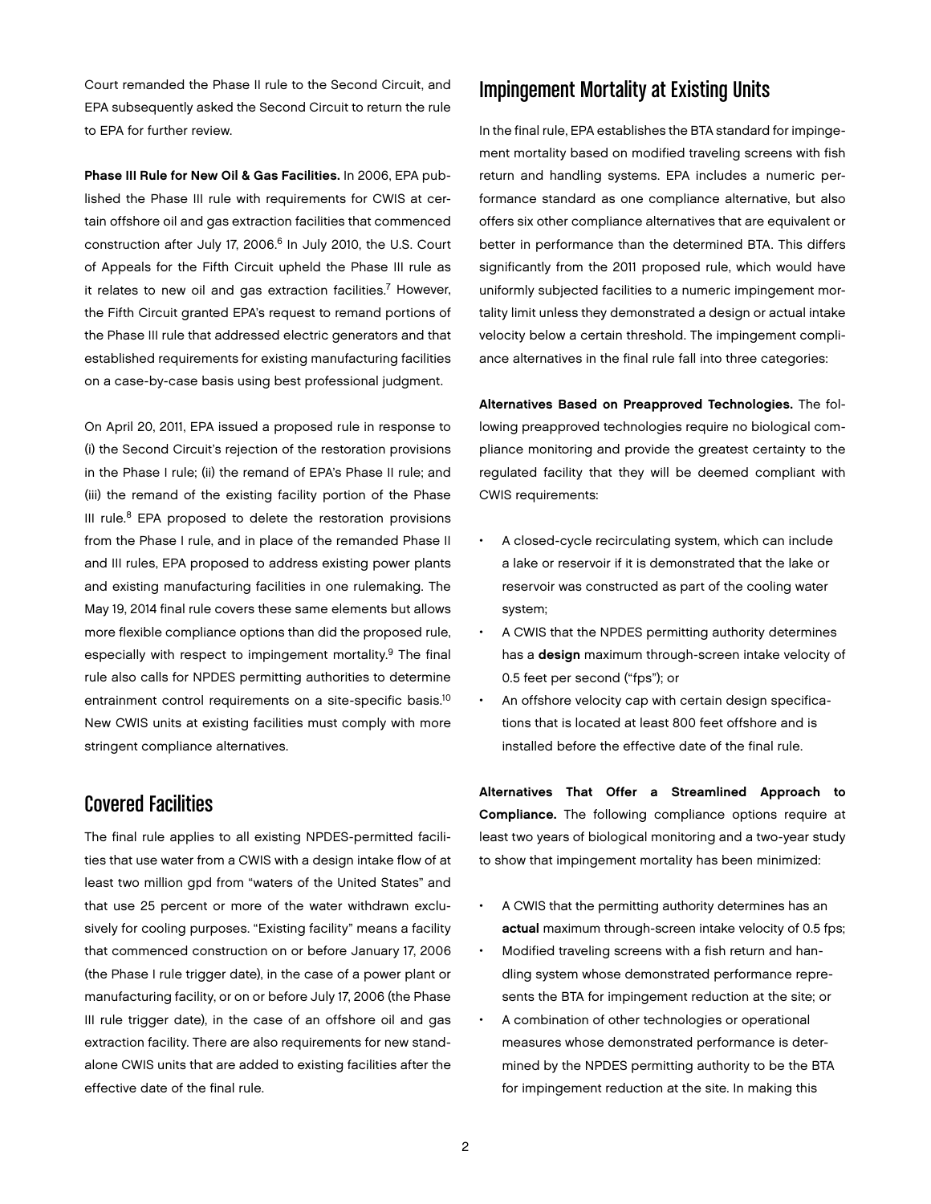Court remanded the Phase II rule to the Second Circuit, and EPA subsequently asked the Second Circuit to return the rule to EPA for further review.

**Phase III Rule for New Oil & Gas Facilities.** In 2006, EPA published the Phase III rule with requirements for CWIS at certain offshore oil and gas extraction facilities that commenced construction after July 17, 2006.[6] In July 2010, the U.S. Court of Appeals for the Fifth Circuit upheld the Phase III rule as it relates to new oil and gas extraction facilities.[7] However, the Fifth Circuit granted EPA's request to remand portions of the Phase III rule that addressed electric generators and that established requirements for existing manufacturing facilities on a case-by-case basis using best professional judgment.

On April 20, 2011, EPA issued a proposed rule in response to (i) the Second Circuit's rejection of the restoration provisions in the Phase I rule; (ii) the remand of EPA's Phase II rule; and (iii) the remand of the existing facility portion of the Phase III rule.[8] EPA proposed to delete the restoration provisions from the Phase I rule, and in place of the remanded Phase II and III rules, EPA proposed to address existing power plants and existing manufacturing facilities in one rulemaking. The May 19, 2014 final rule covers these same elements but allows more flexible compliance options than did the proposed rule, especially with respect to impingement mortality.[9] The final rule also calls for NPDES permitting authorities to determine entrainment control requirements on a site-specific basis.[10] New CWIS units at existing facilities must comply with more stringent compliance alternatives.

## Covered Facilities

The final rule applies to all existing NPDES-permitted facilities that use water from a CWIS with a design intake flow of at least two million gpd from "waters of the United States" and that use 25 percent or more of the water withdrawn exclusively for cooling purposes. "Existing facility" means a facility that commenced construction on or before January 17, 2006 (the Phase I rule trigger date), in the case of a power plant or manufacturing facility, or on or before July 17, 2006 (the Phase III rule trigger date), in the case of an offshore oil and gas extraction facility. There are also requirements for new standalone CWIS units that are added to existing facilities after the effective date of the final rule.

## Impingement Mortality at Existing Units

In the final rule, EPA establishes the BTA standard for impingement mortality based on modified traveling screens with fish return and handling systems. EPA includes a numeric performance standard as one compliance alternative, but also offers six other compliance alternatives that are equivalent or better in performance than the determined BTA. This differs significantly from the 2011 proposed rule, which would have uniformly subjected facilities to a numeric impingement mortality limit unless they demonstrated a design or actual intake velocity below a certain threshold. The impingement compliance alternatives in the final rule fall into three categories:

**Alternatives Based on Preapproved Technologies.** The following preapproved technologies require no biological compliance monitoring and provide the greatest certainty to the regulated facility that they will be deemed compliant with CWIS requirements:

- A closed-cycle recirculating system, which can include a lake or reservoir if it is demonstrated that the lake or reservoir was constructed as part of the cooling water system;
- A CWIS that the NPDES permitting authority determines has a **design** maximum through-screen intake velocity of 0.5 feet per second ("fps"); or
- An offshore velocity cap with certain design specifications that is located at least 800 feet offshore and is installed before the effective date of the final rule.

**Alternatives That Offer a Streamlined Approach to Compliance.** The following compliance options require at least two years of biological monitoring and a two-year study to show that impingement mortality has been minimized:

- A CWIS that the permitting authority determines has an **actual** maximum through-screen intake velocity of 0.5 fps;
- Modified traveling screens with a fish return and handling system whose demonstrated performance represents the BTA for impingement reduction at the site; or
- A combination of other technologies or operational measures whose demonstrated performance is determined by the NPDES permitting authority to be the BTA for impingement reduction at the site. In making this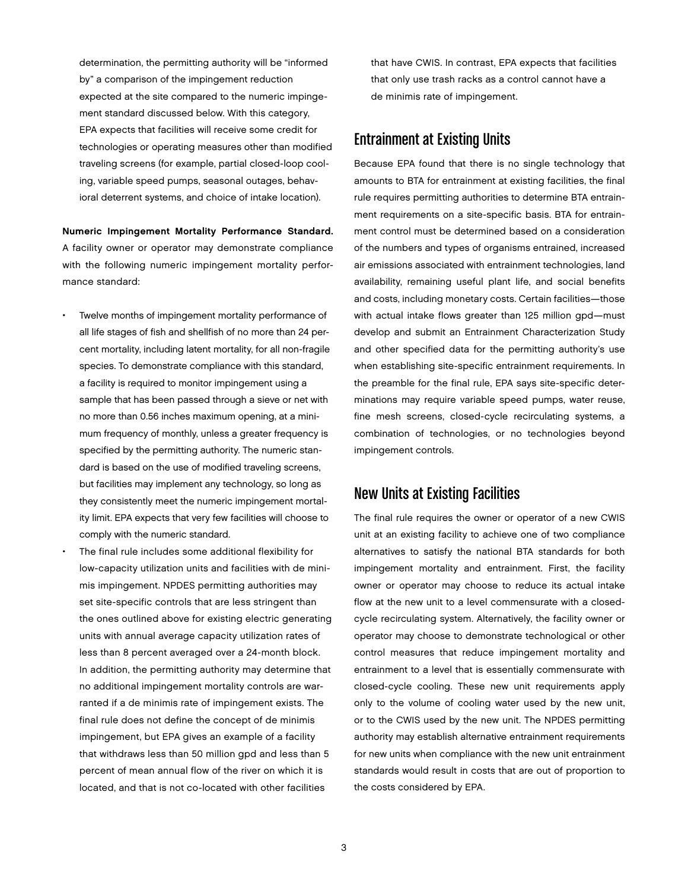determination, the permitting authority will be "informed by" a comparison of the impingement reduction expected at the site compared to the numeric impingement standard discussed below. With this category, EPA expects that facilities will receive some credit for technologies or operating measures other than modified traveling screens (for example, partial closed-loop cooling, variable speed pumps, seasonal outages, behavioral deterrent systems, and choice of intake location).

**Numeric Impingement Mortality Performance Standard.** A facility owner or operator may demonstrate compliance with the following numeric impingement mortality performance standard:

- Twelve months of impingement mortality performance of all life stages of fish and shellfish of no more than 24 percent mortality, including latent mortality, for all non-fragile species. To demonstrate compliance with this standard, a facility is required to monitor impingement using a sample that has been passed through a sieve or net with no more than 0.56 inches maximum opening, at a minimum frequency of monthly, unless a greater frequency is specified by the permitting authority. The numeric standard is based on the use of modified traveling screens, but facilities may implement any technology, so long as they consistently meet the numeric impingement mortality limit. EPA expects that very few facilities will choose to comply with the numeric standard.
- The final rule includes some additional flexibility for low-capacity utilization units and facilities with de minimis impingement. NPDES permitting authorities may set site-specific controls that are less stringent than the ones outlined above for existing electric generating units with annual average capacity utilization rates of less than 8 percent averaged over a 24-month block. In addition, the permitting authority may determine that no additional impingement mortality controls are warranted if a de minimis rate of impingement exists. The final rule does not define the concept of de minimis impingement, but EPA gives an example of a facility that withdraws less than 50 million gpd and less than 5 percent of mean annual flow of the river on which it is located, and that is not co-located with other facilities that have CWIS. In contrast, EPA expects that facilities that only use trash racks as a control cannot have a de minimis rate of impingement.

## Entrainment at Existing Units

Because EPA found that there is no single technology that amounts to BTA for entrainment at existing facilities, the final rule requires permitting authorities to determine BTA entrainment requirements on a site-specific basis. BTA for entrainment control must be determined based on a consideration of the numbers and types of organisms entrained, increased air emissions associated with entrainment technologies, land availability, remaining useful plant life, and social benefits and costs, including monetary costs. Certain facilities—those with actual intake flows greater than 125 million gpd—must develop and submit an Entrainment Characterization Study and other specified data for the permitting authority's use when establishing site-specific entrainment requirements. In the preamble for the final rule, EPA says site-specific determinations may require variable speed pumps, water reuse, fine mesh screens, closed-cycle recirculating systems, a combination of technologies, or no technologies beyond impingement controls.

## New Units at Existing Facilities

The final rule requires the owner or operator of a new CWIS unit at an existing facility to achieve one of two compliance alternatives to satisfy the national BTA standards for both impingement mortality and entrainment. First, the facility owner or operator may choose to reduce its actual intake flow at the new unit to a level commensurate with a closed-cycle recirculating system. Alternatively, the facility owner or operator may choose to demonstrate technological or other control measures that reduce impingement mortality and entrainment to a level that is essentially commensurate with closed-cycle cooling. These new unit requirements apply only to the volume of cooling water used by the new unit, or to the CWIS used by the new unit. The NPDES permitting authority may establish alternative entrainment requirements for new units when compliance with the new unit entrainment standards would result in costs that are out of proportion to the costs considered by EPA.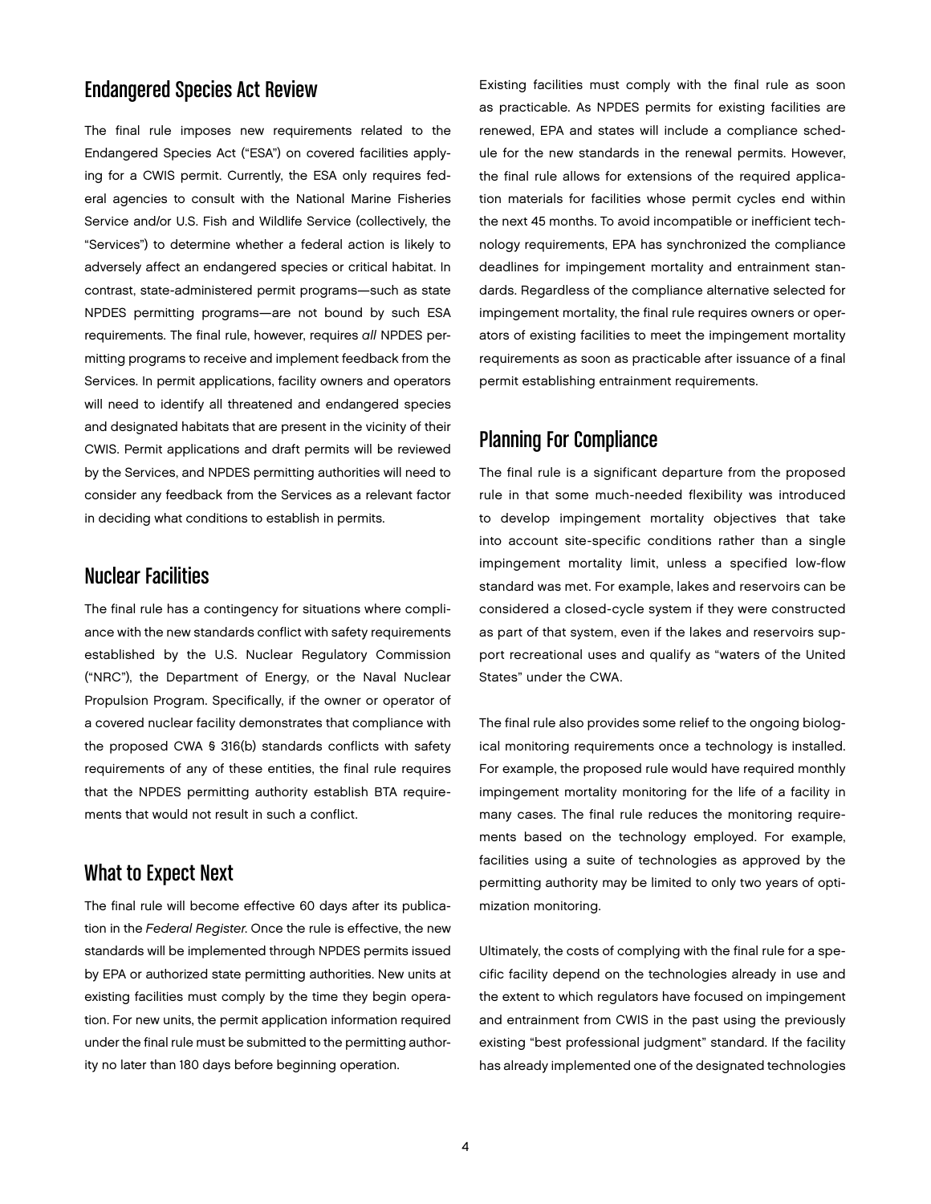## Endangered Species Act Review

The final rule imposes new requirements related to the Endangered Species Act ("ESA") on covered facilities applying for a CWIS permit. Currently, the ESA only requires federal agencies to consult with the National Marine Fisheries Service and/or U.S. Fish and Wildlife Service (collectively, the "Services") to determine whether a federal action is likely to adversely affect an endangered species or critical habitat. In contrast, state-administered permit programs—such as state NPDES permitting programs—are not bound by such ESA requirements. The final rule, however, requires *all* NPDES permitting programs to receive and implement feedback from the Services. In permit applications, facility owners and operators will need to identify all threatened and endangered species and designated habitats that are present in the vicinity of their CWIS. Permit applications and draft permits will be reviewed by the Services, and NPDES permitting authorities will need to consider any feedback from the Services as a relevant factor in deciding what conditions to establish in permits.

## Nuclear Facilities

The final rule has a contingency for situations where compliance with the new standards conflict with safety requirements established by the U.S. Nuclear Regulatory Commission ("NRC"), the Department of Energy, or the Naval Nuclear Propulsion Program. Specifically, if the owner or operator of a covered nuclear facility demonstrates that compliance with the proposed CWA § 316(b) standards conflicts with safety requirements of any of these entities, the final rule requires that the NPDES permitting authority establish BTA requirements that would not result in such a conflict.

## What to Expect Next

The final rule will become effective 60 days after its publication in the *Federal Register.* Once the rule is effective, the new standards will be implemented through NPDES permits issued by EPA or authorized state permitting authorities. New units at existing facilities must comply by the time they begin operation. For new units, the permit application information required under the final rule must be submitted to the permitting authority no later than 180 days before beginning operation.

Existing facilities must comply with the final rule as soon as practicable. As NPDES permits for existing facilities are renewed, EPA and states will include a compliance schedule for the new standards in the renewal permits. However, the final rule allows for extensions of the required application materials for facilities whose permit cycles end within the next 45 months. To avoid incompatible or inefficient technology requirements, EPA has synchronized the compliance deadlines for impingement mortality and entrainment standards. Regardless of the compliance alternative selected for impingement mortality, the final rule requires owners or operators of existing facilities to meet the impingement mortality requirements as soon as practicable after issuance of a final permit establishing entrainment requirements.

## Planning For Compliance

The final rule is a significant departure from the proposed rule in that some much-needed flexibility was introduced to develop impingement mortality objectives that take into account site-specific conditions rather than a single impingement mortality limit, unless a specified low-flow standard was met. For example, lakes and reservoirs can be considered a closed-cycle system if they were constructed as part of that system, even if the lakes and reservoirs support recreational uses and qualify as "waters of the United States" under the CWA.

The final rule also provides some relief to the ongoing biological monitoring requirements once a technology is installed. For example, the proposed rule would have required monthly impingement mortality monitoring for the life of a facility in many cases. The final rule reduces the monitoring requirements based on the technology employed. For example, facilities using a suite of technologies as approved by the permitting authority may be limited to only two years of optimization monitoring.

Ultimately, the costs of complying with the final rule for a specific facility depend on the technologies already in use and the extent to which regulators have focused on impingement and entrainment from CWIS in the past using the previously existing "best professional judgment" standard. If the facility has already implemented one of the designated technologies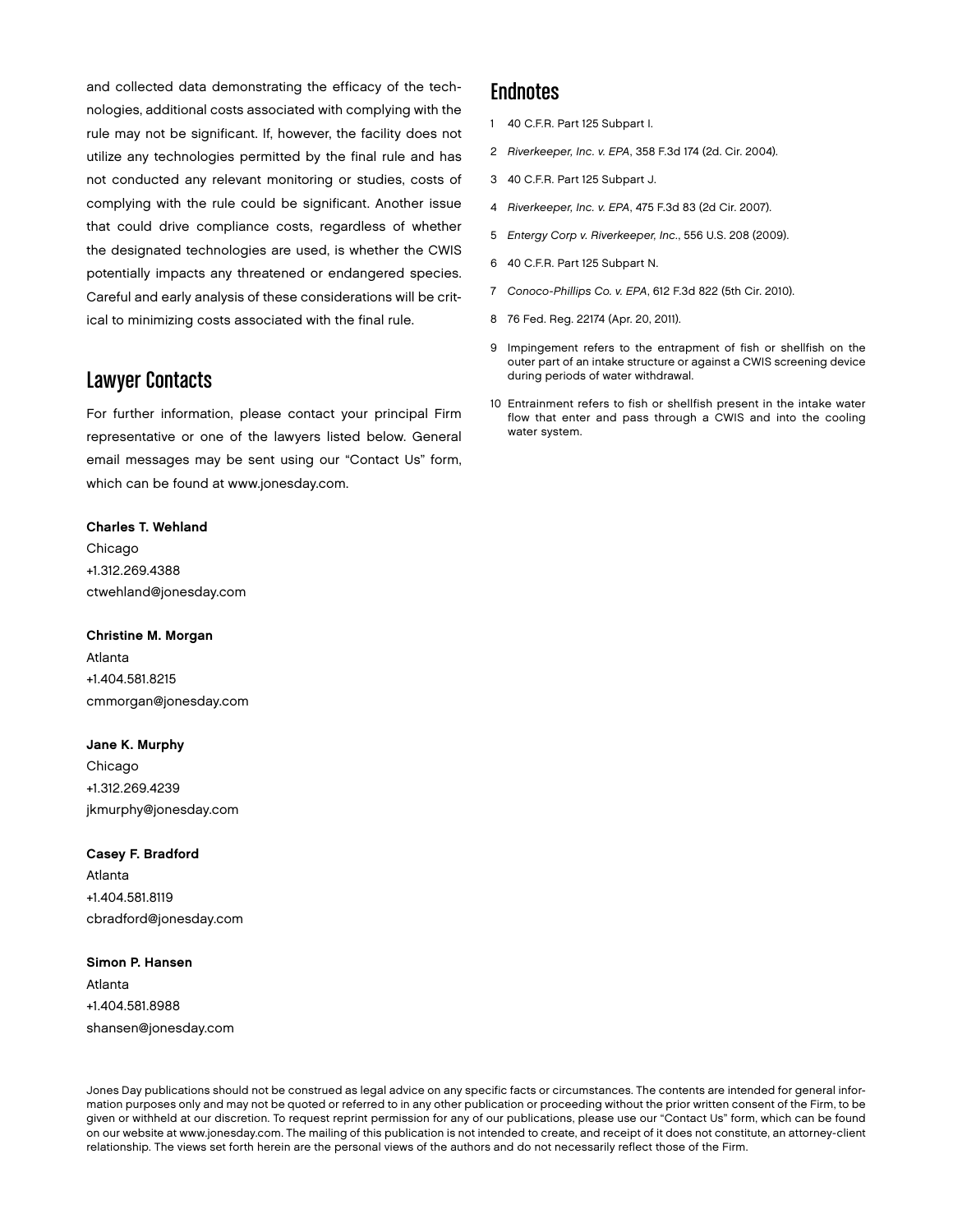and collected data demonstrating the efficacy of the technologies, additional costs associated with complying with the rule may not be significant. If, however, the facility does not utilize any technologies permitted by the final rule and has not conducted any relevant monitoring or studies, costs of complying with the rule could be significant. Another issue that could drive compliance costs, regardless of whether the designated technologies are used, is whether the CWIS potentially impacts any threatened or endangered species. Careful and early analysis of these considerations will be critical to minimizing costs associated with the final rule.

## Lawyer Contacts

For further information, please contact your principal Firm representative or one of the lawyers listed below. General email messages may be sent using our "Contact Us" form, which can be found at www.jonesday.com.

**Charles T. Wehland**
Chicago
+1.312.269.4388
ctwehland@jonesday.com

**Christine M. Morgan**
Atlanta
+1.404.581.8215
cmmorgan@jonesday.com

**Jane K. Murphy**
Chicago
+1.312.269.4239
jkmurphy@jonesday.com

**Casey F. Bradford**
Atlanta
+1.404.581.8119
cbradford@jonesday.com

**Simon P. Hansen**
Atlanta
+1.404.581.8988
shansen@jonesday.com

## Endnotes

1 40 C.F.R. Part 125 Subpart I.

2 *Riverkeeper, Inc. v. EPA*, 358 F.3d 174 (2d. Cir. 2004).

3 40 C.F.R. Part 125 Subpart J.

4 *Riverkeeper, Inc. v. EPA*, 475 F.3d 83 (2d Cir. 2007).

5 *Entergy Corp v. Riverkeeper, Inc.*, 556 U.S. 208 (2009).

6 40 C.F.R. Part 125 Subpart N.

7 *Conoco-Phillips Co. v. EPA*, 612 F.3d 822 (5th Cir. 2010).

8 76 Fed. Reg. 22174 (Apr. 20, 2011).

9 Impingement refers to the entrapment of fish or shellfish on the outer part of an intake structure or against a CWIS screening device during periods of water withdrawal.

10 Entrainment refers to fish or shellfish present in the intake water flow that enter and pass through a CWIS and into the cooling water system.

Jones Day publications should not be construed as legal advice on any specific facts or circumstances. The contents are intended for general information purposes only and may not be quoted or referred to in any other publication or proceeding without the prior written consent of the Firm, to be given or withheld at our discretion. To request reprint permission for any of our publications, please use our "Contact Us" form, which can be found on our website at www.jonesday.com. The mailing of this publication is not intended to create, and receipt of it does not constitute, an attorney-client relationship. The views set forth herein are the personal views of the authors and do not necessarily reflect those of the Firm.